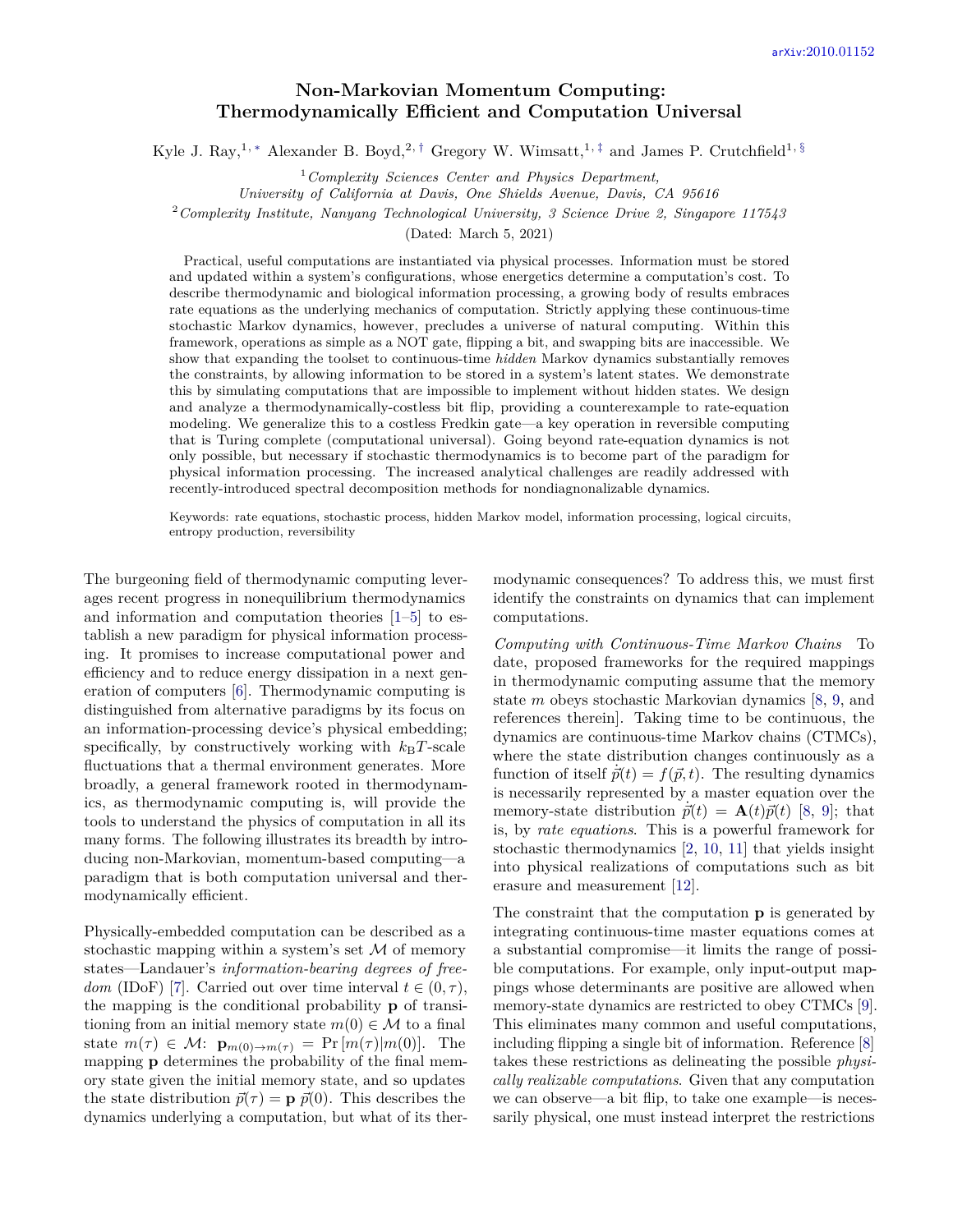arXiv:2010.01152

# Non-Markovian Momentum Computing: Thermodynamically Efficient and Computation Universal

Kyle J. Ray,[1,*] Alexander B. Boyd,[2,†] Gregory W. Wimsatt,[1,‡] and James P. Crutchfield[1,§]

[1] *Complexity Sciences Center and Physics Department, University of California at Davis, One Shields Avenue, Davis, CA 95616*

[2] *Complexity Institute, Nanyang Technological University, 3 Science Drive 2, Singapore 117543*

(Dated: March 5, 2021)

Practical, useful computations are instantiated via physical processes. Information must be stored and updated within a system's configurations, whose energetics determine a computation's cost. To describe thermodynamic and biological information processing, a growing body of results embraces rate equations as the underlying mechanics of computation. Strictly applying these continuous-time stochastic Markov dynamics, however, precludes a universe of natural computing. Within this framework, operations as simple as a NOT gate, flipping a bit, and swapping bits are inaccessible. We show that expanding the toolset to continuous-time *hidden* Markov dynamics substantially removes the constraints, by allowing information to be stored in a system's latent states. We demonstrate this by simulating computations that are impossible to implement without hidden states. We design and analyze a thermodynamically-costless bit flip, providing a counterexample to rate-equation modeling. We generalize this to a costless Fredkin gate—a key operation in reversible computing that is Turing complete (computational universal). Going beyond rate-equation dynamics is not only possible, but necessary if stochastic thermodynamics is to become part of the paradigm for physical information processing. The increased analytical challenges are readily addressed with recently-introduced spectral decomposition methods for nondiagnonalizable dynamics.

Keywords: rate equations, stochastic process, hidden Markov model, information processing, logical circuits, entropy production, reversibility

The burgeoning field of thermodynamic computing leverages recent progress in nonequilibrium thermodynamics and information and computation theories [1–5] to establish a new paradigm for physical information processing. It promises to increase computational power and efficiency and to reduce energy dissipation in a next generation of computers [6]. Thermodynamic computing is distinguished from alternative paradigms by its focus on an information-processing device's physical embedding; specifically, by constructively working with $k_{\mathrm{B}}T$-scale fluctuations that a thermal environment generates. More broadly, a general framework rooted in thermodynamics, as thermodynamic computing is, will provide the tools to understand the physics of computation in all its many forms. The following illustrates its breadth by introducing non-Markovian, momentum-based computing—a paradigm that is both computation universal and thermodynamically efficient.

Physically-embedded computation can be described as a stochastic mapping within a system's set $\mathcal{M}$ of memory states—Landauer's *information-bearing degrees of freedom* (IDoF) [7]. Carried out over time interval $t \in (0, \tau)$, the mapping is the conditional probability $\mathbf{p}$ of transitioning from an initial memory state $m(0) \in \mathcal{M}$ to a final state $m(\tau) \in \mathcal{M}$: $\mathbf{p}_{m(0)\to m(\tau)} = \Pr[m(\tau)|m(0)]$. The mapping $\mathbf{p}$ determines the probability of the final memory state given the initial memory state, and so updates the state distribution $\vec{p}(\tau) = \mathbf{p}\,\vec{p}(0)$. This describes the dynamics underlying a computation, but what of its thermodynamic consequences? To address this, we must first identify the constraints on dynamics that can implement computations.

*Computing with Continuous-Time Markov Chains* To date, proposed frameworks for the required mappings in thermodynamic computing assume that the memory state $m$ obeys stochastic Markovian dynamics [8, 9, and references therein]. Taking time to be continuous, the dynamics are continuous-time Markov chains (CTMCs), where the state distribution changes continuously as a function of itself $\dot{\vec{p}}(t) = f(\vec{p}, t)$. The resulting dynamics is necessarily represented by a master equation over the memory-state distribution $\dot{\vec{p}}(t) = \mathbf{A}(t)\vec{p}(t)$ [8, 9]; that is, by *rate equations*. This is a powerful framework for stochastic thermodynamics [2, 10, 11] that yields insight into physical realizations of computations such as bit erasure and measurement [12].

The constraint that the computation $\mathbf{p}$ is generated by integrating continuous-time master equations comes at a substantial compromise—it limits the range of possible computations. For example, only input-output mappings whose determinants are positive are allowed when memory-state dynamics are restricted to obey CTMCs [9]. This eliminates many common and useful computations, including flipping a single bit of information. Reference [8] takes these restrictions as delineating the possible *physically realizable computations*. Given that any computation we can observe—a bit flip, to take one example—is necessarily physical, one must instead interpret the restrictions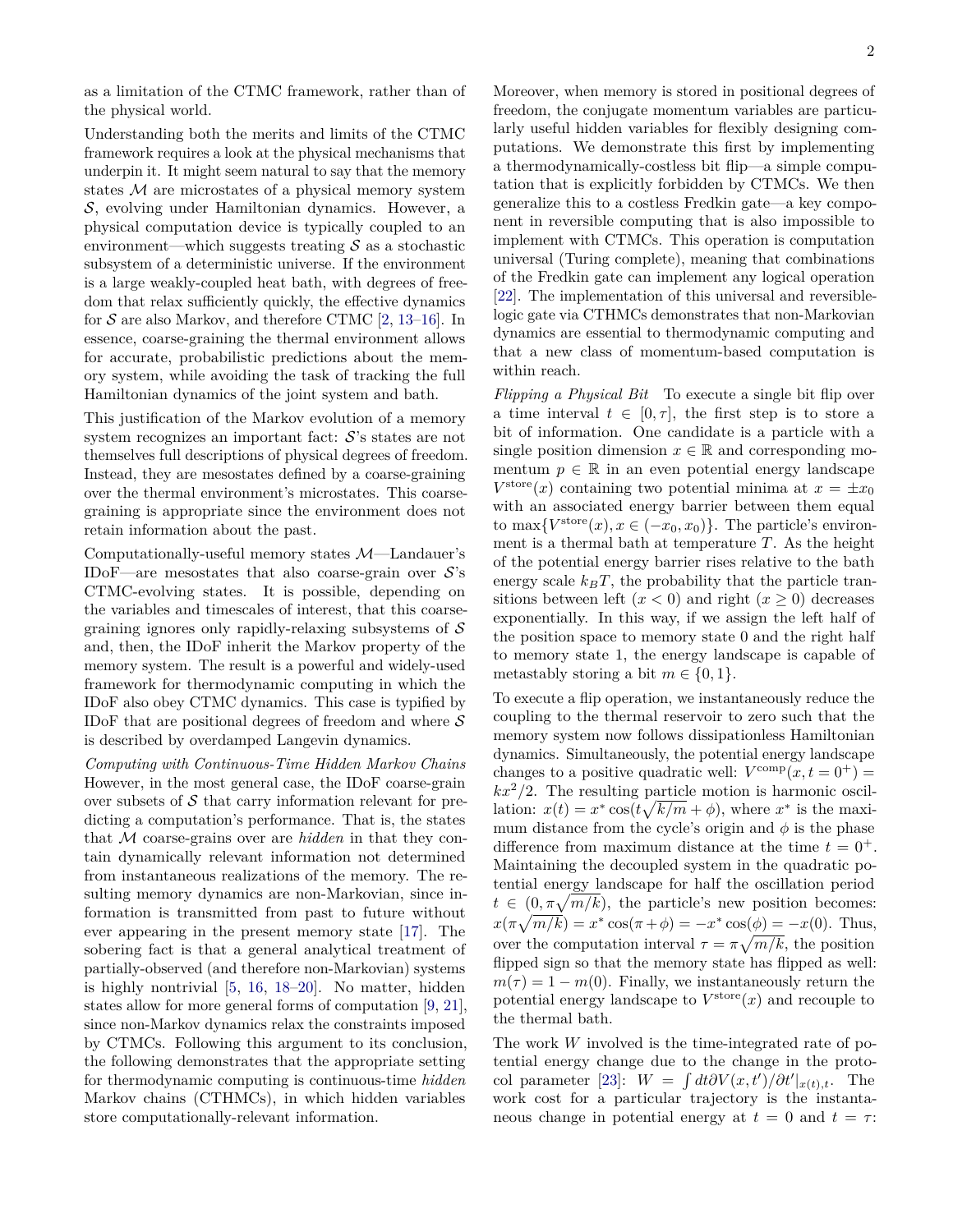as a limitation of the CTMC framework, rather than of the physical world.

Understanding both the merits and limits of the CTMC framework requires a look at the physical mechanisms that underpin it. It might seem natural to say that the memory states $\mathcal{M}$ are microstates of a physical memory system $\mathcal{S}$, evolving under Hamiltonian dynamics. However, a physical computation device is typically coupled to an environment—which suggests treating $\mathcal{S}$ as a stochastic subsystem of a deterministic universe. If the environment is a large weakly-coupled heat bath, with degrees of freedom that relax sufficiently quickly, the effective dynamics for $\mathcal{S}$ are also Markov, and therefore CTMC [2, 13–16]. In essence, coarse-graining the thermal environment allows for accurate, probabilistic predictions about the memory system, while avoiding the task of tracking the full Hamiltonian dynamics of the joint system and bath.

This justification of the Markov evolution of a memory system recognizes an important fact: $\mathcal{S}$'s states are not themselves full descriptions of physical degrees of freedom. Instead, they are mesostates defined by a coarse-graining over the thermal environment's microstates. This coarse-graining is appropriate since the environment does not retain information about the past.

Computationally-useful memory states $\mathcal{M}$—Landauer's IDoF—are mesostates that also coarse-grain over $\mathcal{S}$'s CTMC-evolving states. It is possible, depending on the variables and timescales of interest, that this coarse-graining ignores only rapidly-relaxing subsystems of $\mathcal{S}$ and, then, the IDoF inherit the Markov property of the memory system. The result is a powerful and widely-used framework for thermodynamic computing in which the IDoF also obey CTMC dynamics. This case is typified by IDoF that are positional degrees of freedom and where $\mathcal{S}$ is described by overdamped Langevin dynamics.

*Computing with Continuous-Time Hidden Markov Chains* However, in the most general case, the IDoF coarse-grain over subsets of $\mathcal{S}$ that carry information relevant for predicting a computation's performance. That is, the states that $\mathcal{M}$ coarse-grains over are *hidden* in that they contain dynamically relevant information not determined from instantaneous realizations of the memory. The resulting memory dynamics are non-Markovian, since information is transmitted from past to future without ever appearing in the present memory state [17]. The sobering fact is that a general analytical treatment of partially-observed (and therefore non-Markovian) systems is highly nontrivial [5, 16, 18–20]. No matter, hidden states allow for more general forms of computation [9, 21], since non-Markov dynamics relax the constraints imposed by CTMCs. Following this argument to its conclusion, the following demonstrates that the appropriate setting for thermodynamic computing is continuous-time *hidden* Markov chains (CTHMCs), in which hidden variables store computationally-relevant information.

Moreover, when memory is stored in positional degrees of freedom, the conjugate momentum variables are particularly useful hidden variables for flexibly designing computations. We demonstrate this first by implementing a thermodynamically-costless bit flip—a simple computation that is explicitly forbidden by CTMCs. We then generalize this to a costless Fredkin gate—a key component in reversible computing that is also impossible to implement with CTMCs. This operation is computation universal (Turing complete), meaning that combinations of the Fredkin gate can implement any logical operation [22]. The implementation of this universal and reversible-logic gate via CTHMCs demonstrates that non-Markovian dynamics are essential to thermodynamic computing and that a new class of momentum-based computation is within reach.

*Flipping a Physical Bit* To execute a single bit flip over a time interval $t \in [0, \tau]$, the first step is to store a bit of information. One candidate is a particle with a single position dimension $x \in \mathbb{R}$ and corresponding momentum $p \in \mathbb{R}$ in an even potential energy landscape $V^{\text{store}}(x)$ containing two potential minima at $x = \pm x_0$ with an associated energy barrier between them equal to $\max\{V^{\text{store}}(x), x \in (-x_0, x_0)\}$. The particle's environment is a thermal bath at temperature $T$. As the height of the potential energy barrier rises relative to the bath energy scale $k_B T$, the probability that the particle transitions between left ($x < 0$) and right ($x \geq 0$) decreases exponentially. In this way, if we assign the left half of the position space to memory state 0 and the right half to memory state 1, the energy landscape is capable of metastably storing a bit $m \in \{0, 1\}$.

To execute a flip operation, we instantaneously reduce the coupling to the thermal reservoir to zero such that the memory system now follows dissipationless Hamiltonian dynamics. Simultaneously, the potential energy landscape changes to a positive quadratic well: $V^{\text{comp}}(x, t = 0^+) = kx^2/2$. The resulting particle motion is harmonic oscillation: $x(t) = x^* \cos(t\sqrt{k/m} + \phi)$, where $x^*$ is the maximum distance from the cycle's origin and $\phi$ is the phase difference from maximum distance at the time $t = 0^+$. Maintaining the decoupled system in the quadratic potential energy landscape for half the oscillation period $t \in (0, \pi\sqrt{m/k})$, the particle's new position becomes: $x(\pi\sqrt{m/k}) = x^* \cos(\pi + \phi) = -x^* \cos(\phi) = -x(0)$. Thus, over the computation interval $\tau = \pi\sqrt{m/k}$, the position flipped sign so that the memory state has flipped as well: $m(\tau) = 1 - m(0)$. Finally, we instantaneously return the potential energy landscape to $V^{\text{store}}(x)$ and recouple to the thermal bath.

The work $W$ involved is the time-integrated rate of potential energy change due to the change in the protocol parameter [23]: $W = \int dt \partial V(x, t')/\partial t'|_{x(t),t}$. The work cost for a particular trajectory is the instantaneous change in potential energy at $t = 0$ and $t = \tau$: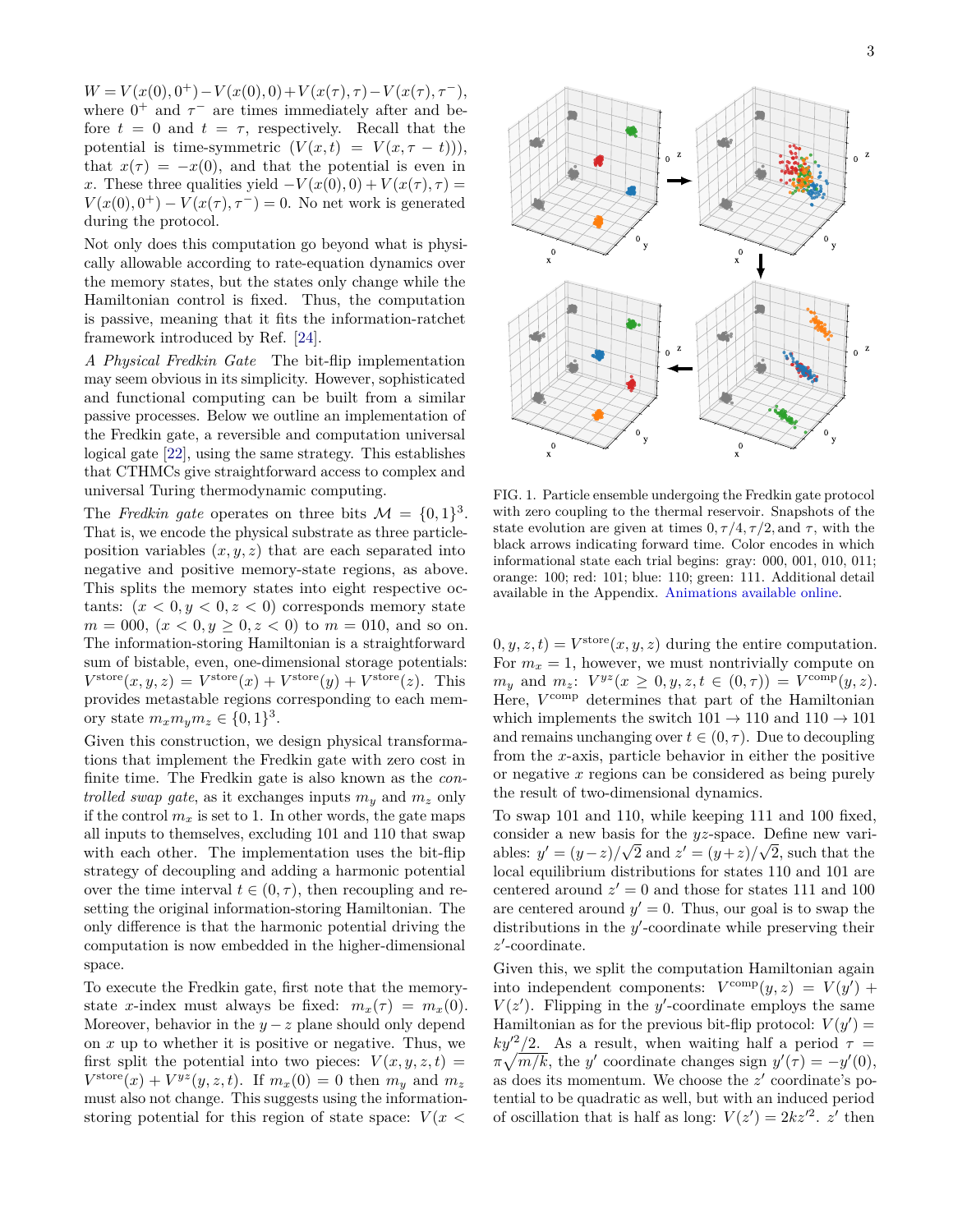$W = V(x(0), 0^+) - V(x(0), 0) + V(x(\tau), \tau) - V(x(\tau), \tau^-)$, where $0^+$ and $\tau^-$ are times immediately after and before $t = 0$ and $t = \tau$, respectively. Recall that the potential is time-symmetric ($V(x, t) = V(x, \tau - t)$)), that $x(\tau) = -x(0)$, and that the potential is even in $x$. These three qualities yield $-V(x(0), 0) + V(x(\tau), \tau) = V(x(0), 0^+) - V(x(\tau), \tau^-) = 0$. No net work is generated during the protocol.

Not only does this computation go beyond what is physically allowable according to rate-equation dynamics over the memory states, but the states only change while the Hamiltonian control is fixed. Thus, the computation is passive, meaning that it fits the information-ratchet framework introduced by Ref. [24].

*A Physical Fredkin Gate* The bit-flip implementation may seem obvious in its simplicity. However, sophisticated and functional computing can be built from a similar passive processes. Below we outline an implementation of the Fredkin gate, a reversible and computation universal logical gate [22], using the same strategy. This establishes that CTHMCs give straightforward access to complex and universal Turing thermodynamic computing.

The *Fredkin gate* operates on three bits $\mathcal{M} = \{0, 1\}^3$. That is, we encode the physical substrate as three particle-position variables $(x, y, z)$ that are each separated into negative and positive memory-state regions, as above. This splits the memory states into eight respective octants: $(x < 0, y < 0, z < 0)$ corresponds memory state $m = 000$, $(x < 0, y \geq 0, z < 0)$ to $m = 010$, and so on. The information-storing Hamiltonian is a straightforward sum of bistable, even, one-dimensional storage potentials: $V^{\text{store}}(x, y, z) = V^{\text{store}}(x) + V^{\text{store}}(y) + V^{\text{store}}(z)$. This provides metastable regions corresponding to each memory state $m_x m_y m_z \in \{0, 1\}^3$.

Given this construction, we design physical transformations that implement the Fredkin gate with zero cost in finite time. The Fredkin gate is also known as the *controlled swap gate*, as it exchanges inputs $m_y$ and $m_z$ only if the control $m_x$ is set to 1. In other words, the gate maps all inputs to themselves, excluding 101 and 110 that swap with each other. The implementation uses the bit-flip strategy of decoupling and adding a harmonic potential over the time interval $t \in (0, \tau)$, then recoupling and resetting the original information-storing Hamiltonian. The only difference is that the harmonic potential driving the computation is now embedded in the higher-dimensional space.

To execute the Fredkin gate, first note that the memory-state $x$-index must always be fixed: $m_x(\tau) = m_x(0)$. Moreover, behavior in the $y - z$ plane should only depend on $x$ up to whether it is positive or negative. Thus, we first split the potential into two pieces: $V(x, y, z, t) = V^{\text{store}}(x) + V^{yz}(y, z, t)$. If $m_x(0) = 0$ then $m_y$ and $m_z$ must also not change. This suggests using the information-storing potential for this region of state space: $V(x < 0, y, z, t) = V^{\text{store}}(x, y, z)$ during the entire computation. For $m_x = 1$, however, we must nontrivially compute on $m_y$ and $m_z$: $V^{yz}(x \geq 0, y, z, t \in (0, \tau)) = V^{\text{comp}}(y, z)$. Here, $V^{\text{comp}}$ determines that part of the Hamiltonian which implements the switch $101 \to 110$ and $110 \to 101$ and remains unchanging over $t \in (0, \tau)$. Due to decoupling from the $x$-axis, particle behavior in either the positive or negative $x$ regions can be considered as being purely the result of two-dimensional dynamics.

FIG. 1. Particle ensemble undergoing the Fredkin gate protocol with zero coupling to the thermal reservoir. Snapshots of the state evolution are given at times $0, \tau/4, \tau/2$, and $\tau$, with the black arrows indicating forward time. Color encodes in which informational state each trial begins: gray: 000, 001, 010, 011; orange: 100; red: 101; blue: 110; green: 111. Additional detail available in the Appendix. Animations available online.

To swap 101 and 110, while keeping 111 and 100 fixed, consider a new basis for the $yz$-space. Define new variables: $y' = (y - z)/\sqrt{2}$ and $z' = (y + z)/\sqrt{2}$, such that the local equilibrium distributions for states 110 and 101 are centered around $z' = 0$ and those for states 111 and 100 are centered around $y' = 0$. Thus, our goal is to swap the distributions in the $y'$-coordinate while preserving their $z'$-coordinate.

Given this, we split the computation Hamiltonian again into independent components: $V^{\text{comp}}(y, z) = V(y') + V(z')$. Flipping in the $y'$-coordinate employs the same Hamiltonian as for the previous bit-flip protocol: $V(y') = ky'^2/2$. As a result, when waiting half a period $\tau = \pi\sqrt{m/k}$, the $y'$ coordinate changes sign $y'(\tau) = -y'(0)$, as does its momentum. We choose the $z'$ coordinate's potential to be quadratic as well, but with an induced period of oscillation that is half as long: $V(z') = 2kz'^2$. $z'$ then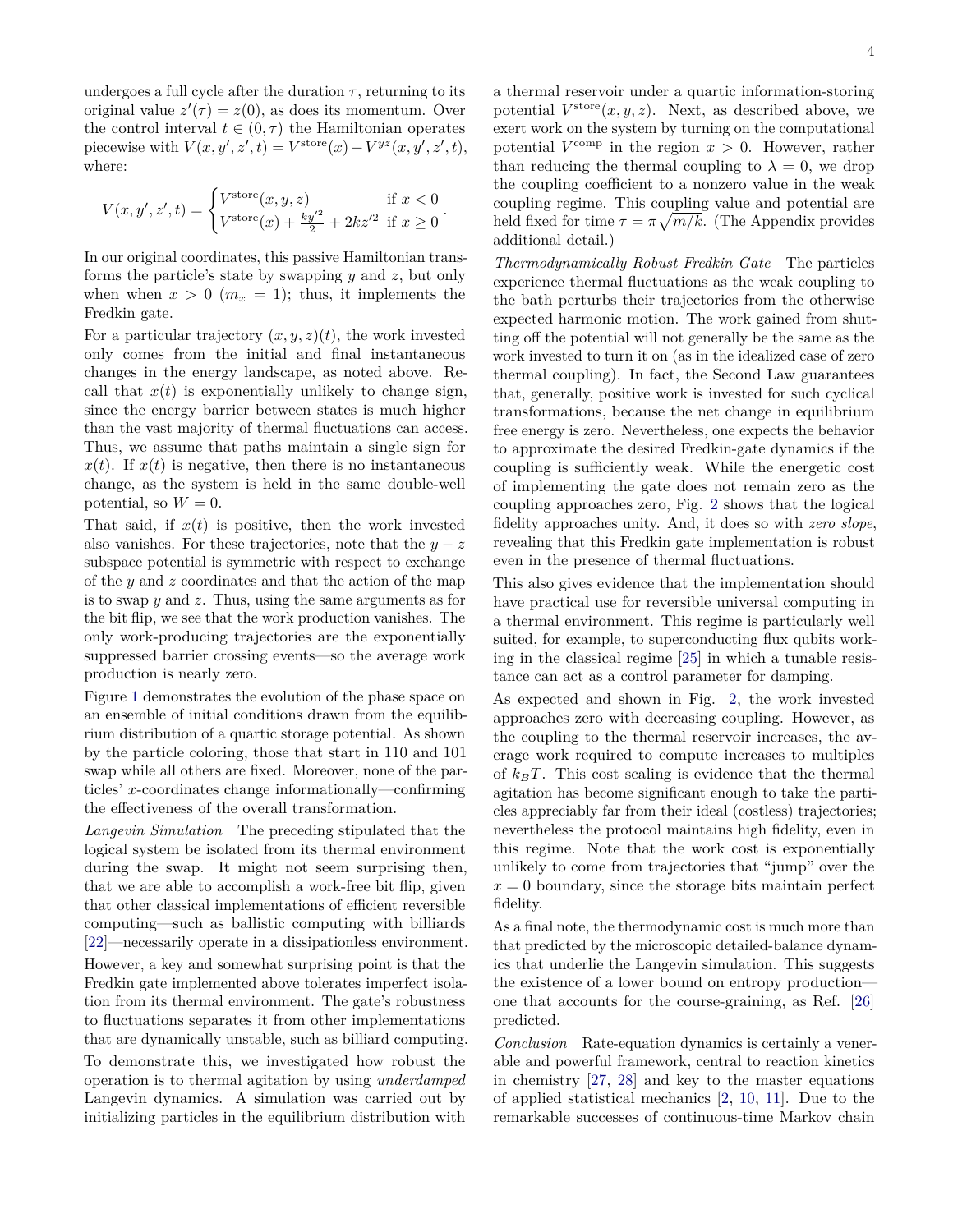undergoes a full cycle after the duration $\tau$, returning to its original value $z'(\tau) = z(0)$, as does its momentum. Over the control interval $t \in (0, \tau)$ the Hamiltonian operates piecewise with $V(x, y', z', t) = V^{\text{store}}(x) + V^{yz}(x, y', z', t)$, where:

$$V(x, y', z', t) = \begin{cases} V^{\text{store}}(x, y, z) & \text{if } x < 0 \\ V^{\text{store}}(x) + \frac{ky'^2}{2} + 2kz'^2 & \text{if } x \geq 0 \end{cases} .$$

In our original coordinates, this passive Hamiltonian transforms the particle's state by swapping $y$ and $z$, but only when when $x > 0$ ($m_x = 1$); thus, it implements the Fredkin gate.

For a particular trajectory $(x, y, z)(t)$, the work invested only comes from the initial and final instantaneous changes in the energy landscape, as noted above. Recall that $x(t)$ is exponentially unlikely to change sign, since the energy barrier between states is much higher than the vast majority of thermal fluctuations can access. Thus, we assume that paths maintain a single sign for $x(t)$. If $x(t)$ is negative, then there is no instantaneous change, as the system is held in the same double-well potential, so $W = 0$.

That said, if $x(t)$ is positive, then the work invested also vanishes. For these trajectories, note that the $y-z$ subspace potential is symmetric with respect to exchange of the $y$ and $z$ coordinates and that the action of the map is to swap $y$ and $z$. Thus, using the same arguments as for the bit flip, we see that the work production vanishes. The only work-producing trajectories are the exponentially suppressed barrier crossing events—so the average work production is nearly zero.

Figure 1 demonstrates the evolution of the phase space on an ensemble of initial conditions drawn from the equilibrium distribution of a quartic storage potential. As shown by the particle coloring, those that start in 110 and 101 swap while all others are fixed. Moreover, none of the particles' $x$-coordinates change informationally—confirming the effectiveness of the overall transformation.

*Langevin Simulation* The preceding stipulated that the logical system be isolated from its thermal environment during the swap. It might not seem surprising then, that we are able to accomplish a work-free bit flip, given that other classical implementations of efficient reversible computing—such as ballistic computing with billiards [22]—necessarily operate in a dissipationless environment. However, a key and somewhat surprising point is that the Fredkin gate implemented above tolerates imperfect isolation from its thermal environment. The gate's robustness to fluctuations separates it from other implementations that are dynamically unstable, such as billiard computing.

To demonstrate this, we investigated how robust the operation is to thermal agitation by using *underdamped* Langevin dynamics. A simulation was carried out by initializing particles in the equilibrium distribution with a thermal reservoir under a quartic information-storing potential $V^{\text{store}}(x, y, z)$. Next, as described above, we exert work on the system by turning on the computational potential $V^{\text{comp}}$ in the region $x > 0$. However, rather than reducing the thermal coupling to $\lambda = 0$, we drop the coupling coefficient to a nonzero value in the weak coupling regime. This coupling value and potential are held fixed for time $\tau = \pi\sqrt{m/k}$. (The Appendix provides additional detail.)

*Thermodynamically Robust Fredkin Gate* The particles experience thermal fluctuations as the weak coupling to the bath perturbs their trajectories from the otherwise expected harmonic motion. The work gained from shutting off the potential will not generally be the same as the work invested to turn it on (as in the idealized case of zero thermal coupling). In fact, the Second Law guarantees that, generally, positive work is invested for such cyclical transformations, because the net change in equilibrium free energy is zero. Nevertheless, one expects the behavior to approximate the desired Fredkin-gate dynamics if the coupling is sufficiently weak. While the energetic cost of implementing the gate does not remain zero as the coupling approaches zero, Fig. 2 shows that the logical fidelity approaches unity. And, it does so with *zero slope*, revealing that this Fredkin gate implementation is robust even in the presence of thermal fluctuations.

This also gives evidence that the implementation should have practical use for reversible universal computing in a thermal environment. This regime is particularly well suited, for example, to superconducting flux qubits working in the classical regime [25] in which a tunable resistance can act as a control parameter for damping.

As expected and shown in Fig. 2, the work invested approaches zero with decreasing coupling. However, as the coupling to the thermal reservoir increases, the average work required to compute increases to multiples of $k_B T$. This cost scaling is evidence that the thermal agitation has become significant enough to take the particles appreciably far from their ideal (costless) trajectories; nevertheless the protocol maintains high fidelity, even in this regime. Note that the work cost is exponentially unlikely to come from trajectories that "jump" over the $x = 0$ boundary, since the storage bits maintain perfect fidelity.

As a final note, the thermodynamic cost is much more than that predicted by the microscopic detailed-balance dynamics that underlie the Langevin simulation. This suggests the existence of a lower bound on entropy production—one that accounts for the course-graining, as Ref. [26] predicted.

*Conclusion* Rate-equation dynamics is certainly a venerable and powerful framework, central to reaction kinetics in chemistry [27, 28] and key to the master equations of applied statistical mechanics [2, 10, 11]. Due to the remarkable successes of continuous-time Markov chain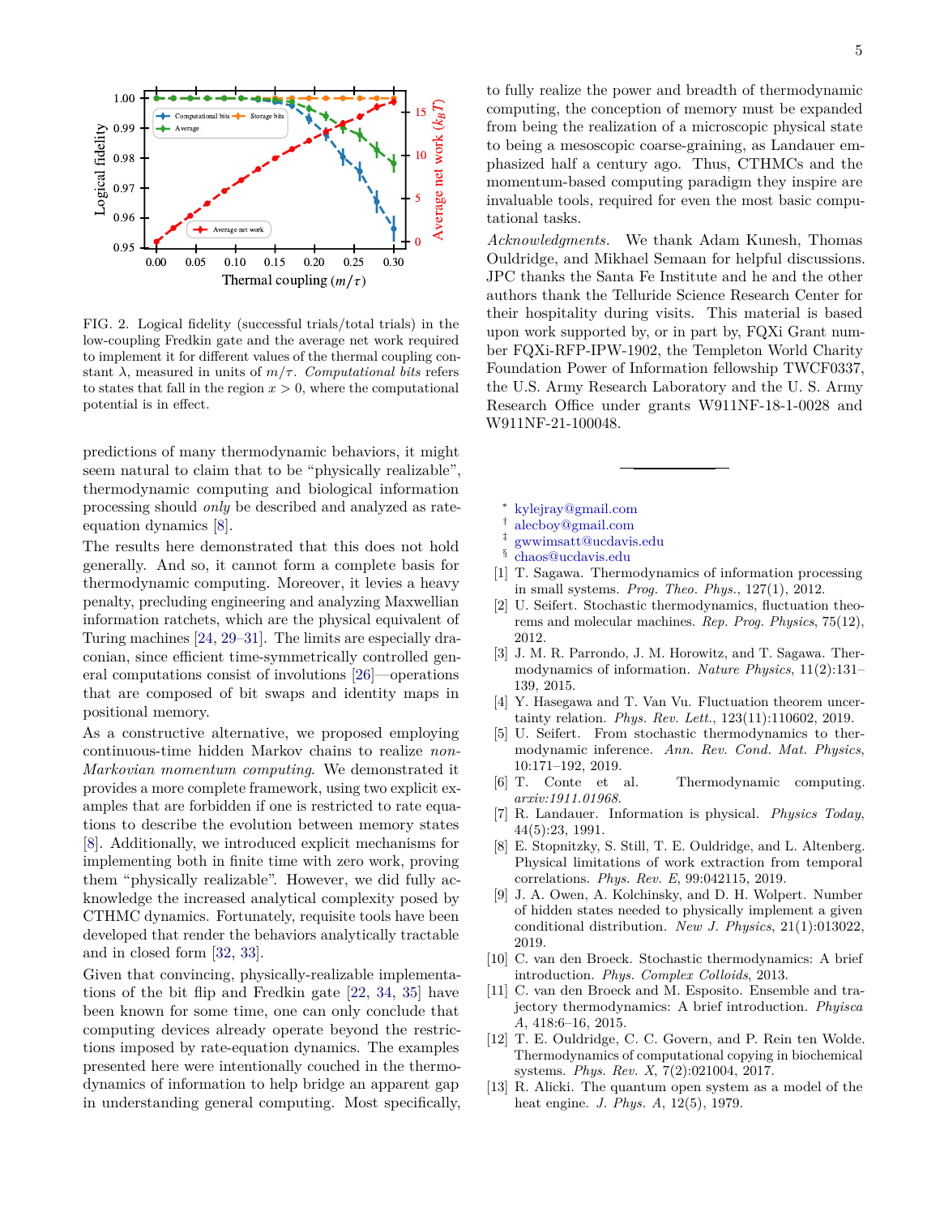FIG. 2. Logical fidelity (successful trials/total trials) in the low-coupling Fredkin gate and the average net work required to implement it for different values of the thermal coupling constant $\lambda$, measured in units of $m/\tau$. *Computational bits* refers to states that fall in the region $x > 0$, where the computational potential is in effect.

predictions of many thermodynamic behaviors, it might seem natural to claim that to be "physically realizable", thermodynamic computing and biological information processing should *only* be described and analyzed as rate-equation dynamics [8].

The results here demonstrated that this does not hold generally. And so, it cannot form a complete basis for thermodynamic computing. Moreover, it levies a heavy penalty, precluding engineering and analyzing Maxwellian information ratchets, which are the physical equivalent of Turing machines [24, 29–31]. The limits are especially draconian, since efficient time-symmetrically controlled general computations consist of involutions [26]—operations that are composed of bit swaps and identity maps in positional memory.

As a constructive alternative, we proposed employing continuous-time hidden Markov chains to realize *non-Markovian momentum computing*. We demonstrated it provides a more complete framework, using two explicit examples that are forbidden if one is restricted to rate equations to describe the evolution between memory states [8]. Additionally, we introduced explicit mechanisms for implementing both in finite time with zero work, proving them "physically realizable". However, we did fully acknowledge the increased analytical complexity posed by CTHMC dynamics. Fortunately, requisite tools have been developed that render the behaviors analytically tractable and in closed form [32, 33].

Given that convincing, physically-realizable implementations of the bit flip and Fredkin gate [22, 34, 35] have been known for some time, one can only conclude that computing devices already operate beyond the restrictions imposed by rate-equation dynamics. The examples presented here were intentionally couched in the thermodynamics of information to help bridge an apparent gap in understanding general computing. Most specifically, to fully realize the power and breadth of thermodynamic computing, the conception of memory must be expanded from being the realization of a microscopic physical state to being a mesoscopic coarse-graining, as Landauer emphasized half a century ago. Thus, CTHMCs and the momentum-based computing paradigm they inspire are invaluable tools, required for even the most basic computational tasks.

*Acknowledgments.* We thank Adam Kunesh, Thomas Ouldridge, and Mikhael Semaan for helpful discussions. JPC thanks the Santa Fe Institute and he and the other authors thank the Telluride Science Research Center for their hospitality during visits. This material is based upon work supported by, or in part by, FQXi Grant number FQXi-RFP-IPW-1902, the Templeton World Charity Foundation Power of Information fellowship TWCF0337, the U.S. Army Research Laboratory and the U. S. Army Research Office under grants W911NF-18-1-0028 and W911NF-21-100048.

---

- * kylejray@gmail.com
- † alecboy@gmail.com
- ‡ gwwimsatt@ucdavis.edu
- § chaos@ucdavis.edu

[1] T. Sagawa. Thermodynamics of information processing in small systems. *Prog. Theo. Phys.*, 127(1), 2012.

[2] U. Seifert. Stochastic thermodynamics, fluctuation theorems and molecular machines. *Rep. Prog. Physics*, 75(12), 2012.

[3] J. M. R. Parrondo, J. M. Horowitz, and T. Sagawa. Thermodynamics of information. *Nature Physics*, 11(2):131–139, 2015.

[4] Y. Hasegawa and T. Van Vu. Fluctuation theorem uncertainty relation. *Phys. Rev. Lett.*, 123(11):110602, 2019.

[5] U. Seifert. From stochastic thermodynamics to thermodynamic inference. *Ann. Rev. Cond. Mat. Physics*, 10:171–192, 2019.

[6] T. Conte et al. Thermodynamic computing. *arxiv:1911.01968*.

[7] R. Landauer. Information is physical. *Physics Today*, 44(5):23, 1991.

[8] E. Stopnitzky, S. Still, T. E. Ouldridge, and L. Altenberg. Physical limitations of work extraction from temporal correlations. *Phys. Rev. E*, 99:042115, 2019.

[9] J. A. Owen, A. Kolchinsky, and D. H. Wolpert. Number of hidden states needed to physically implement a given conditional distribution. *New J. Physics*, 21(1):013022, 2019.

[10] C. van den Broeck. Stochastic thermodynamics: A brief introduction. *Phys. Complex Colloids*, 2013.

[11] C. van den Broeck and M. Esposito. Ensemble and trajectory thermodynamics: A brief introduction. *Phyisca A*, 418:6–16, 2015.

[12] T. E. Ouldridge, C. C. Govern, and P. Rein ten Wolde. Thermodynamics of computational copying in biochemical systems. *Phys. Rev. X*, 7(2):021004, 2017.

[13] R. Alicki. The quantum open system as a model of the heat engine. *J. Phys. A*, 12(5), 1979.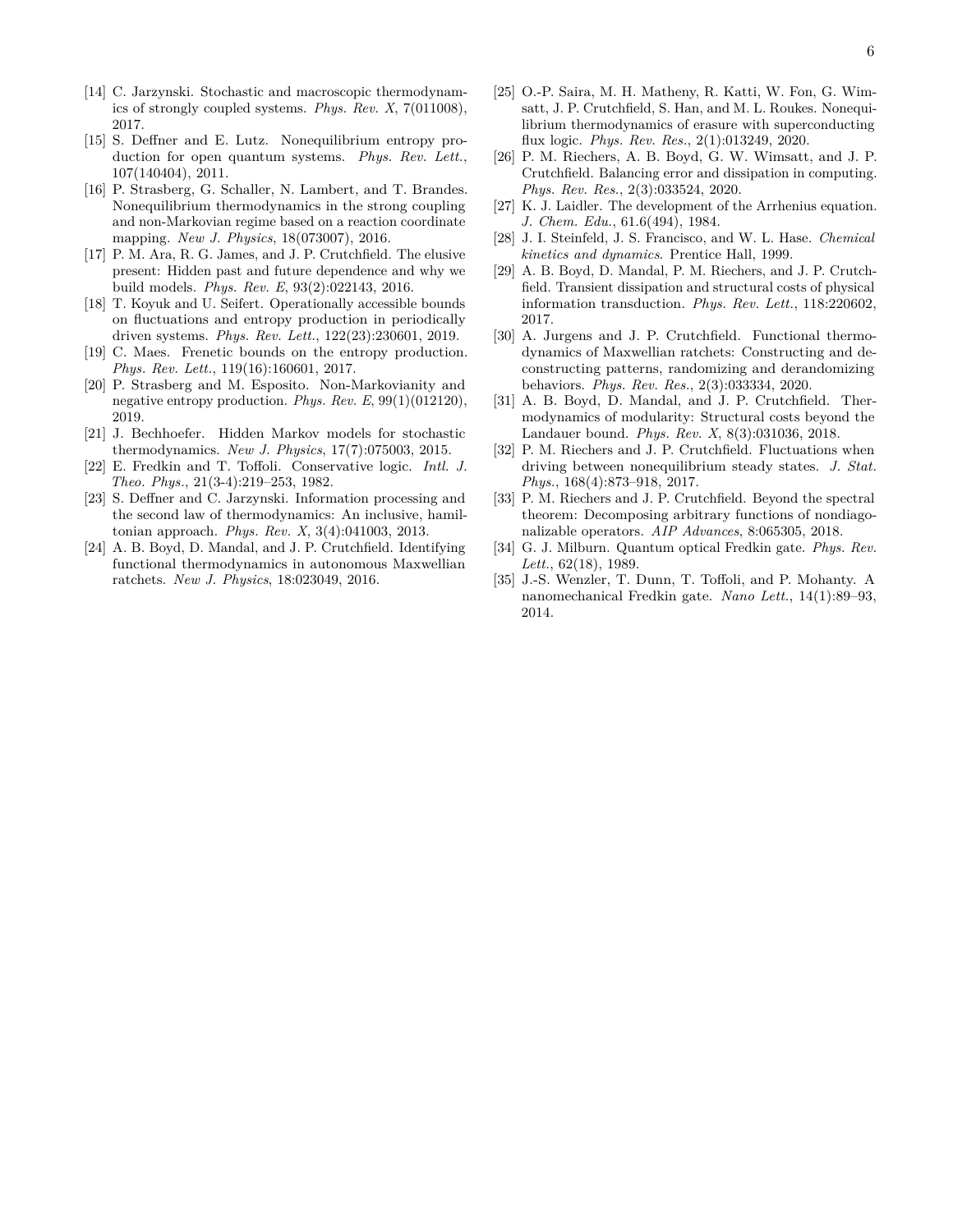[14] C. Jarzynski. Stochastic and macroscopic thermodynamics of strongly coupled systems. *Phys. Rev. X*, 7(011008), 2017.

[15] S. Deffner and E. Lutz. Nonequilibrium entropy production for open quantum systems. *Phys. Rev. Lett.*, 107(140404), 2011.

[16] P. Strasberg, G. Schaller, N. Lambert, and T. Brandes. Nonequilibrium thermodynamics in the strong coupling and non-Markovian regime based on a reaction coordinate mapping. *New J. Physics*, 18(073007), 2016.

[17] P. M. Ara, R. G. James, and J. P. Crutchfield. The elusive present: Hidden past and future dependence and why we build models. *Phys. Rev. E*, 93(2):022143, 2016.

[18] T. Koyuk and U. Seifert. Operationally accessible bounds on fluctuations and entropy production in periodically driven systems. *Phys. Rev. Lett.*, 122(23):230601, 2019.

[19] C. Maes. Frenetic bounds on the entropy production. *Phys. Rev. Lett.*, 119(16):160601, 2017.

[20] P. Strasberg and M. Esposito. Non-Markovianity and negative entropy production. *Phys. Rev. E*, 99(1)(012120), 2019.

[21] J. Bechhoefer. Hidden Markov models for stochastic thermodynamics. *New J. Physics*, 17(7):075003, 2015.

[22] E. Fredkin and T. Toffoli. Conservative logic. *Intl. J. Theo. Phys.*, 21(3-4):219–253, 1982.

[23] S. Deffner and C. Jarzynski. Information processing and the second law of thermodynamics: An inclusive, hamiltonian approach. *Phys. Rev. X*, 3(4):041003, 2013.

[24] A. B. Boyd, D. Mandal, and J. P. Crutchfield. Identifying functional thermodynamics in autonomous Maxwellian ratchets. *New J. Physics*, 18:023049, 2016.

[25] O.-P. Saira, M. H. Matheny, R. Katti, W. Fon, G. Wimsatt, J. P. Crutchfield, S. Han, and M. L. Roukes. Nonequilibrium thermodynamics of erasure with superconducting flux logic. *Phys. Rev. Res.*, 2(1):013249, 2020.

[26] P. M. Riechers, A. B. Boyd, G. W. Wimsatt, and J. P. Crutchfield. Balancing error and dissipation in computing. *Phys. Rev. Res.*, 2(3):033524, 2020.

[27] K. J. Laidler. The development of the Arrhenius equation. *J. Chem. Edu.*, 61.6(494), 1984.

[28] J. I. Steinfeld, J. S. Francisco, and W. L. Hase. *Chemical kinetics and dynamics*. Prentice Hall, 1999.

[29] A. B. Boyd, D. Mandal, P. M. Riechers, and J. P. Crutchfield. Transient dissipation and structural costs of physical information transduction. *Phys. Rev. Lett.*, 118:220602, 2017.

[30] A. Jurgens and J. P. Crutchfield. Functional thermodynamics of Maxwellian ratchets: Constructing and deconstructing patterns, randomizing and derandomizing behaviors. *Phys. Rev. Res.*, 2(3):033334, 2020.

[31] A. B. Boyd, D. Mandal, and J. P. Crutchfield. Thermodynamics of modularity: Structural costs beyond the Landauer bound. *Phys. Rev. X*, 8(3):031036, 2018.

[32] P. M. Riechers and J. P. Crutchfield. Fluctuations when driving between nonequilibrium steady states. *J. Stat. Phys.*, 168(4):873–918, 2017.

[33] P. M. Riechers and J. P. Crutchfield. Beyond the spectral theorem: Decomposing arbitrary functions of nondiagonalizable operators. *AIP Advances*, 8:065305, 2018.

[34] G. J. Milburn. Quantum optical Fredkin gate. *Phys. Rev. Lett.*, 62(18), 1989.

[35] J.-S. Wenzler, T. Dunn, T. Toffoli, and P. Mohanty. A nanomechanical Fredkin gate. *Nano Lett.*, 14(1):89–93, 2014.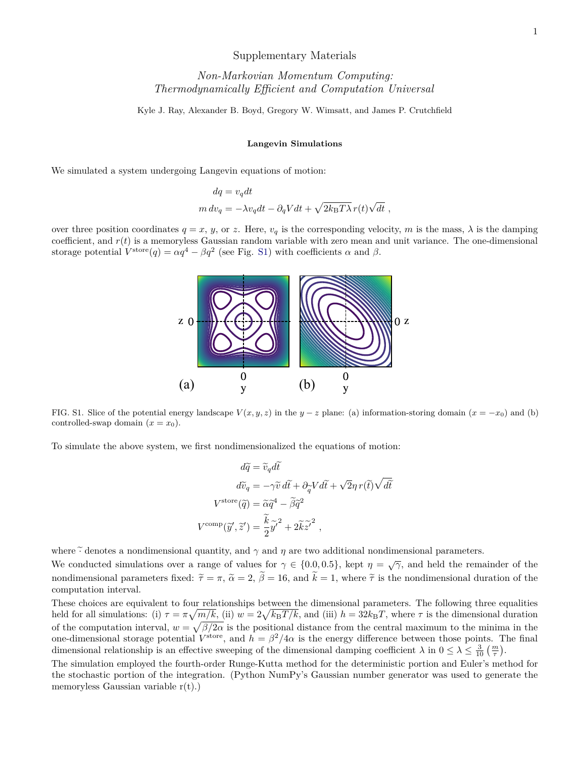# Supplementary Materials

*Non-Markovian Momentum Computing:*
*Thermodynamically Efficient and Computation Universal*

Kyle J. Ray, Alexander B. Boyd, Gregory W. Wimsatt, and James P. Crutchfield

### Langevin Simulations

We simulated a system undergoing Langevin equations of motion:

$$
\begin{aligned}
dq &= v_q dt \\
m\, dv_q &= -\lambda v_q dt - \partial_q V dt + \sqrt{2 k_{\mathrm{B}} T \lambda}\, r(t) \sqrt{dt}\ ,
\end{aligned}
$$

over three position coordinates $q = x$, $y$, or $z$. Here, $v_q$ is the corresponding velocity, $m$ is the mass, $\lambda$ is the damping coefficient, and $r(t)$ is a memoryless Gaussian random variable with zero mean and unit variance. The one-dimensional storage potential $V^{\text{store}}(q) = \alpha q^4 - \beta q^2$ (see Fig. S1) with coefficients $\alpha$ and $\beta$.

FIG. S1. Slice of the potential energy landscape $V(x, y, z)$ in the $y - z$ plane: (a) information-storing domain ($x = -x_0$) and (b) controlled-swap domain ($x = x_0$).

To simulate the above system, we first nondimensionalized the equations of motion:

$$
\begin{aligned}
d\widetilde{q} &= \widetilde{v}_q d\widetilde{t} \\
d\widetilde{v}_q &= -\gamma \widetilde{v}\, d\widetilde{t} + \partial_{\widetilde{q}} V d\widetilde{t} + \sqrt{2}\eta\, r(\widetilde{t}) \sqrt{d\widetilde{t}} \\
V^{\text{store}}(\widetilde{q}) &= \widetilde{\alpha}\widetilde{q}^4 - \widetilde{\beta}\widetilde{q}^2 \\
V^{\text{comp}}(\widetilde{y}', \widetilde{z}') &= \frac{\widetilde{k}}{2}\widetilde{y}'^2 + 2\widetilde{k}\widetilde{z}'^2\ ,
\end{aligned}
$$

where $\widetilde{\cdot}$ denotes a nondimensional quantity, and $\gamma$ and $\eta$ are two additional nondimensional parameters.

We conducted simulations over a range of values for $\gamma \in \{0.0, 0.5\}$, kept $\eta = \sqrt{\gamma}$, and held the remainder of the nondimensional parameters fixed: $\widetilde{\tau} = \pi$, $\widetilde{\alpha} = 2$, $\widetilde{\beta} = 16$, and $\widetilde{k} = 1$, where $\widetilde{\tau}$ is the nondimensional duration of the computation interval.

These choices are equivalent to four relationships between the dimensional parameters. The following three equalities held for all simulations: (i) $\tau = \pi\sqrt{m/k}$, (ii) $w = 2\sqrt{k_{\mathrm{B}}T/k}$, and (iii) $h = 32 k_{\mathrm{B}}T$, where $\tau$ is the dimensional duration of the computation interval, $w = \sqrt{\beta/2\alpha}$ is the positional distance from the central maximum to the minima in the one-dimensional storage potential $V^{\text{store}}$, and $h = \beta^2/4\alpha$ is the energy difference between those points. The final dimensional relationship is an effective sweeping of the dimensional damping coefficient $\lambda$ in $0 \leq \lambda \leq \frac{3}{10}\left(\frac{m}{\tau}\right)$.

The simulation employed the fourth-order Runge-Kutta method for the deterministic portion and Euler's method for the stochastic portion of the integration. (Python NumPy's Gaussian number generator was used to generate the memoryless Gaussian variable r(t).)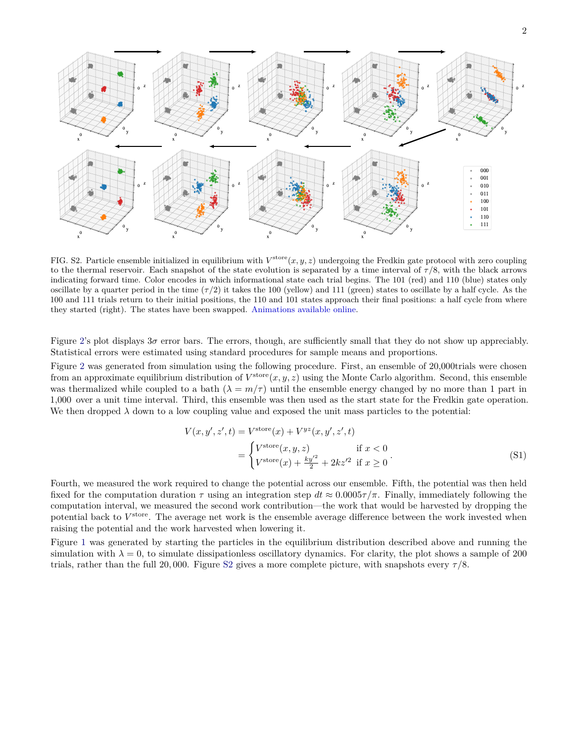000
001
010
011
100
101
110
111

FIG. S2. Particle ensemble initialized in equilibrium with $V^{\text{store}}(x, y, z)$ undergoing the Fredkin gate protocol with zero coupling to the thermal reservoir. Each snapshot of the state evolution is separated by a time interval of $\tau/8$, with the black arrows indicating forward time. Color encodes in which informational state each trial begins. The 101 (red) and 110 (blue) states only oscillate by a quarter period in the time ($\tau/2$) it takes the 100 (yellow) and 111 (green) states to oscillate by a half cycle. As the 100 and 111 trials return to their initial positions, the 110 and 101 states approach their final positions: a half cycle from where they started (right). The states have been swapped. Animations available online.

Figure 2's plot displays $3\sigma$ error bars. The errors, though, are sufficiently small that they do not show up appreciably. Statistical errors were estimated using standard procedures for sample means and proportions.

Figure 2 was generated from simulation using the following procedure. First, an ensemble of 20,000trials were chosen from an approximate equilibrium distribution of $V^{\text{store}}(x, y, z)$ using the Monte Carlo algorithm. Second, this ensemble was thermalized while coupled to a bath ($\lambda = m/\tau$) until the ensemble energy changed by no more than 1 part in 1,000 over a unit time interval. Third, this ensemble was then used as the start state for the Fredkin gate operation. We then dropped $\lambda$ down to a low coupling value and exposed the unit mass particles to the potential:

$$
\begin{aligned}
V(x, y', z', t) &= V^{\text{store}}(x) + V^{yz}(x, y', z', t) \\
&= \begin{cases} V^{\text{store}}(x, y, z) & \text{if } x < 0 \\ V^{\text{store}}(x) + \frac{ky'^2}{2} + 2kz'^2 & \text{if } x \geq 0 \end{cases} .
\end{aligned}
\tag{S1}
$$

Fourth, we measured the work required to change the potential across our ensemble. Fifth, the potential was then held fixed for the computation duration $\tau$ using an integration step $dt \approx 0.0005\tau/\pi$. Finally, immediately following the computation interval, we measured the second work contribution—the work that would be harvested by dropping the potential back to $V^{\text{store}}$. The average net work is the ensemble average difference between the work invested when raising the potential and the work harvested when lowering it.

Figure 1 was generated by starting the particles in the equilibrium distribution described above and running the simulation with $\lambda = 0$, to simulate dissipationless oscillatory dynamics. For clarity, the plot shows a sample of 200 trials, rather than the full 20,000. Figure S2 gives a more complete picture, with snapshots every $\tau/8$.